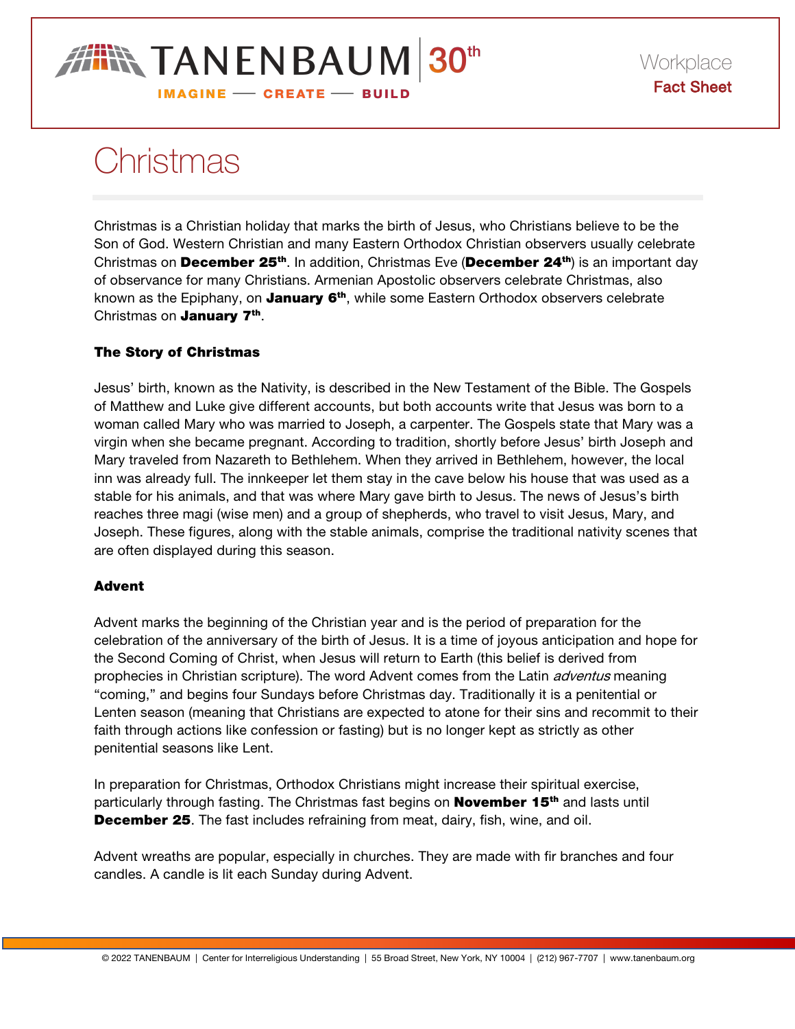# Christmas

Christmas is a Christian holiday that marks the birth of Jesus, who Christians believe to be the Son of God. Western Christian and many Eastern Orthodox Christian observers usually celebrate Christmas on **December 25th**. In addition, Christmas Eve (**December 24th**) is an important day of observance for many Christians. Armenian Apostolic observers celebrate Christmas, also known as the Epiphany, on **January 6th**, while some Eastern Orthodox observers celebrate Christmas on **January 7th**.

### The Story of Christmas

Jesus' birth, known as the Nativity, is described in the New Testament of the Bible. The Gospels of Matthew and Luke give different accounts, but both accounts write that Jesus was born to a woman called Mary who was married to Joseph, a carpenter. The Gospels state that Mary was a virgin when she became pregnant. According to tradition, shortly before Jesus' birth Joseph and Mary traveled from Nazareth to Bethlehem. When they arrived in Bethlehem, however, the local inn was already full. The innkeeper let them stay in the cave below his house that was used as a stable for his animals, and that was where Mary gave birth to Jesus. The news of Jesus's birth reaches three magi (wise men) and a group of shepherds, who travel to visit Jesus, Mary, and Joseph. These figures, along with the stable animals, comprise the traditional nativity scenes that are often displayed during this season.

### Advent

Advent marks the beginning of the Christian year and is the period of preparation for the celebration of the anniversary of the birth of Jesus. It is a time of joyous anticipation and hope for the Second Coming of Christ, when Jesus will return to Earth (this belief is derived from prophecies in Christian scripture). The word Advent comes from the Latin *adventus* meaning "coming," and begins four Sundays before Christmas day. Traditionally it is a penitential or Lenten season (meaning that Christians are expected to atone for their sins and recommit to their faith through actions like confession or fasting) but is no longer kept as strictly as other penitential seasons like Lent.

In preparation for Christmas, Orthodox Christians might increase their spiritual exercise, particularly through fasting. The Christmas fast begins on **November 15th** and lasts until **December 25**. The fast includes refraining from meat, dairy, fish, wine, and oil.

Advent wreaths are popular, especially in churches. They are made with fir branches and four candles. A candle is lit each Sunday during Advent.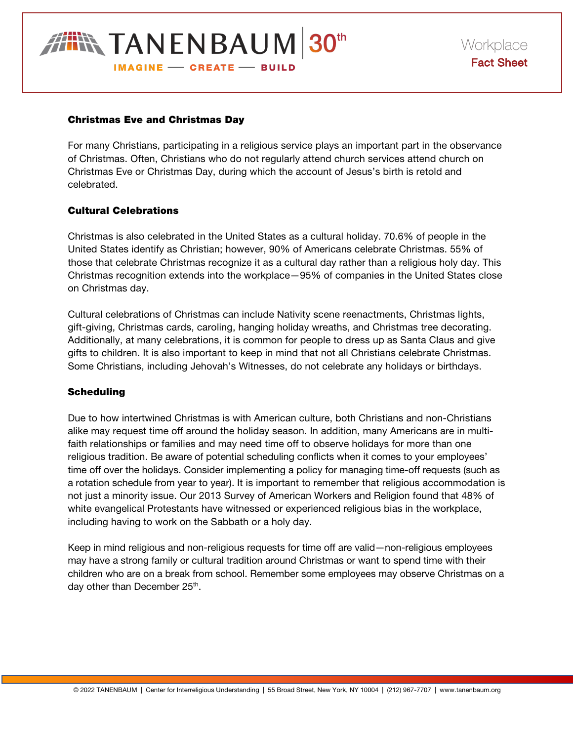### Christmas Eve and Christmas Day

For many Christians, participating in a religious service plays an important part in the observance of Christmas. Often, Christians who do not regularly attend church services attend church on Christmas Eve or Christmas Day, during which the account of Jesus's birth is retold and celebrated.

### Cultural Celebrations

Christmas is also celebrated in the United States as a cultural holiday. 70.6% of people in the United States identify as Christian; however, 90% of Americans celebrate Christmas. 55% of those that celebrate Christmas recognize it as a cultural day rather than a religious holy day. This Christmas recognition extends into the workplace—95% of companies in the United States close on Christmas day.

Cultural celebrations of Christmas can include Nativity scene reenactments, Christmas lights, gift-giving, Christmas cards, caroling, hanging holiday wreaths, and Christmas tree decorating. Additionally, at many celebrations, it is common for people to dress up as Santa Claus and give gifts to children. It is also important to keep in mind that not all Christians celebrate Christmas. Some Christians, including Jehovah's Witnesses, do not celebrate any holidays or birthdays.

### Scheduling

Due to how intertwined Christmas is with American culture, both Christians and non-Christians alike may request time off around the holiday season. In addition, many Americans are in multi-faith relationships or families and may need time off to observe holidays for more than one religious tradition. Be aware of potential scheduling conflicts when it comes to your employees' time off over the holidays. Consider implementing a policy for managing time-off requests (such as a rotation schedule from year to year). It is important to remember that religious accommodation is not just a minority issue. Our 2013 Survey of American Workers and Religion found that 48% of white evangelical Protestants have witnessed or experienced religious bias in the workplace, including having to work on the Sabbath or a holy day.

Keep in mind religious and non-religious requests for time off are valid—non-religious employees may have a strong family or cultural tradition around Christmas or want to spend time with their children who are on a break from school. Remember some employees may observe Christmas on a day other than December 25th.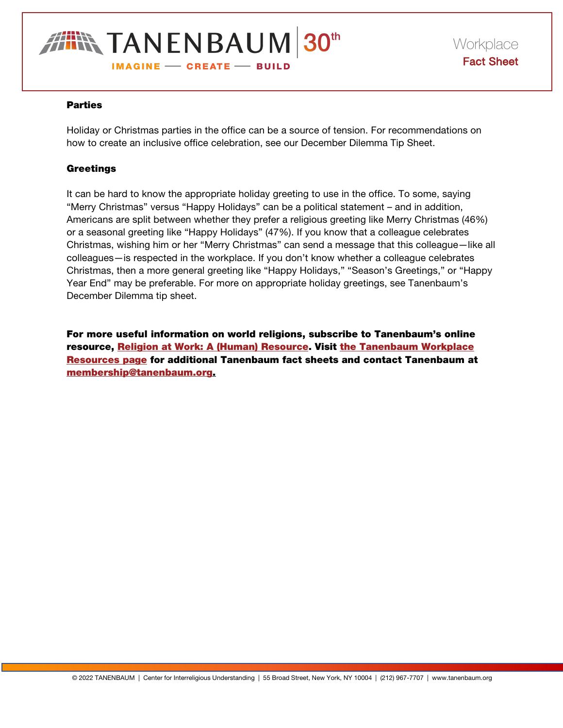**Parties**

Holiday or Christmas parties in the office can be a source of tension. For recommendations on how to create an inclusive office celebration, see our December Dilemma Tip Sheet.

**Greetings**

It can be hard to know the appropriate holiday greeting to use in the office. To some, saying "Merry Christmas" versus "Happy Holidays" can be a political statement – and in addition, Americans are split between whether they prefer a religious greeting like Merry Christmas (46%) or a seasonal greeting like "Happy Holidays" (47%). If you know that a colleague celebrates Christmas, wishing him or her "Merry Christmas" can send a message that this colleague—like all colleagues—is respected in the workplace. If you don't know whether a colleague celebrates Christmas, then a more general greeting like "Happy Holidays," "Season's Greetings," or "Happy Year End" may be preferable. For more on appropriate holiday greetings, see Tanenbaum's December Dilemma tip sheet.

**For more useful information on world religions, subscribe to Tanenbaum's online resource, Religion at Work: A (Human) Resource. Visit the Tanenbaum Workplace Resources page for additional Tanenbaum fact sheets and contact Tanenbaum at membership@tanenbaum.org.**